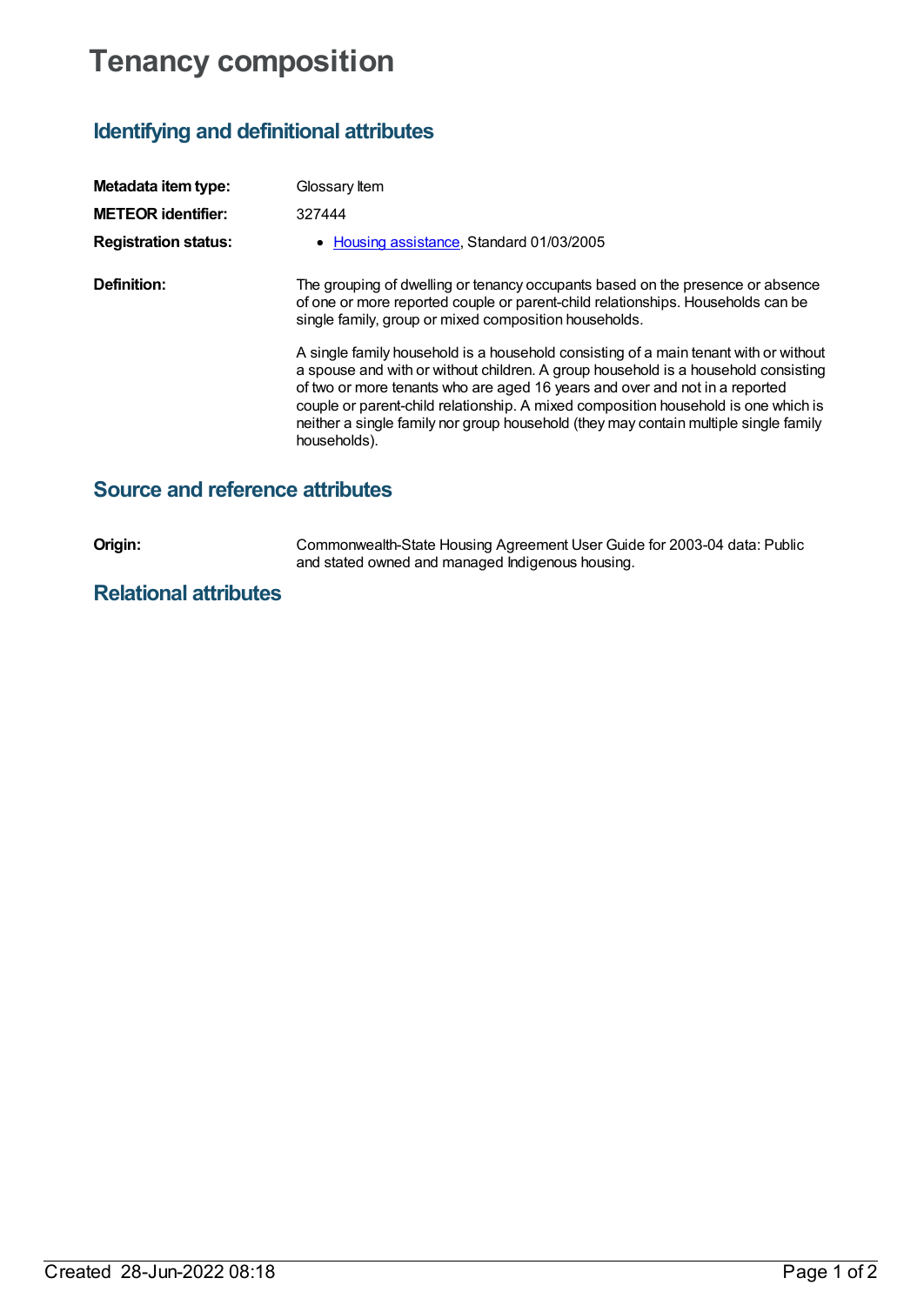# Tenancy composition

## Identifying and definitional attributes

**Metadata item type:** Glossary Item

**METEOR identifier:** 327444

**Registration status:**

- Housing assistance, Standard 01/03/2005

**Definition:**

The grouping of dwelling or tenancy occupants based on the presence or absence of one or more reported couple or parent-child relationships. Households can be single family, group or mixed composition households.

A single family household is a household consisting of a main tenant with or without a spouse and with or without children. A group household is a household consisting of two or more tenants who are aged 16 years and over and not in a reported couple or parent-child relationship. A mixed composition household is one which is neither a single family nor group household (they may contain multiple single family households).

## Source and reference attributes

**Origin:**

Commonwealth-State Housing Agreement User Guide for 2003-04 data: Public and stated owned and managed Indigenous housing.

## Relational attributes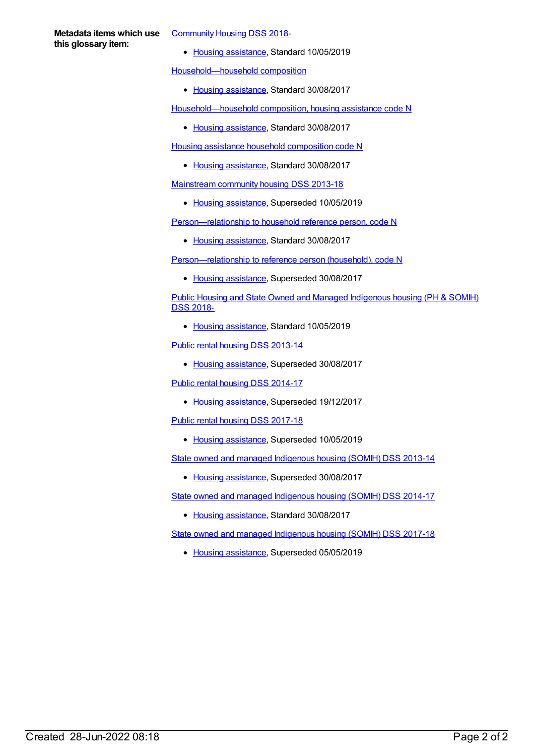**Metadata items which use this glossary item:**

Community Housing DSS 2018-

- Housing assistance, Standard 10/05/2019

Household—household composition

- Housing assistance, Standard 30/08/2017

Household—household composition, housing assistance code N

- Housing assistance, Standard 30/08/2017

Housing assistance household composition code N

- Housing assistance, Standard 30/08/2017

Mainstream community housing DSS 2013-18

- Housing assistance, Superseded 10/05/2019

Person—relationship to household reference person, code N

- Housing assistance, Standard 30/08/2017

Person—relationship to reference person (household), code N

- Housing assistance, Superseded 30/08/2017

Public Housing and State Owned and Managed Indigenous housing (PH & SOMIH) DSS 2018-

- Housing assistance, Standard 10/05/2019

Public rental housing DSS 2013-14

- Housing assistance, Superseded 30/08/2017

Public rental housing DSS 2014-17

- Housing assistance, Superseded 19/12/2017

Public rental housing DSS 2017-18

- Housing assistance, Superseded 10/05/2019

State owned and managed Indigenous housing (SOMIH) DSS 2013-14

- Housing assistance, Superseded 30/08/2017

State owned and managed Indigenous housing (SOMIH) DSS 2014-17

- Housing assistance, Standard 30/08/2017

State owned and managed Indigenous housing (SOMIH) DSS 2017-18

- Housing assistance, Superseded 05/05/2019